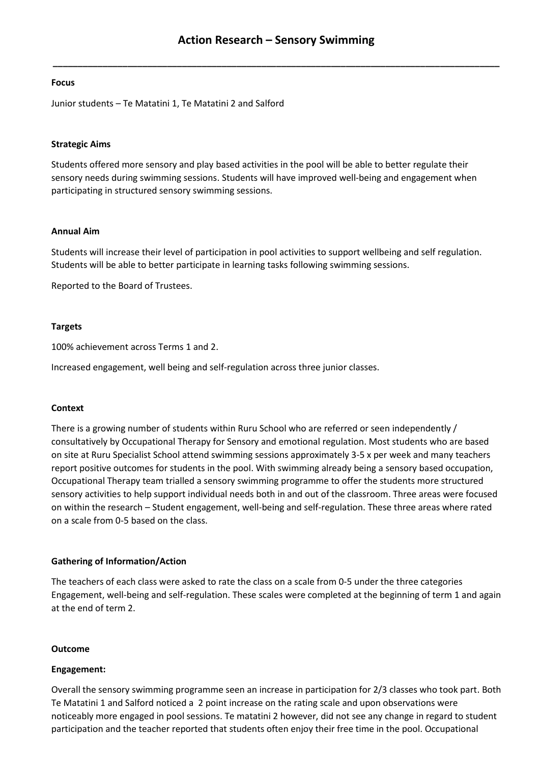# Action Research – Sensory Swimming

---

**Focus**

Junior students – Te Matatini 1, Te Matatini 2 and Salford

**Strategic Aims**

Students offered more sensory and play based activities in the pool will be able to better regulate their sensory needs during swimming sessions. Students will have improved well-being and engagement when participating in structured sensory swimming sessions.

**Annual Aim**

Students will increase their level of participation in pool activities to support wellbeing and self regulation. Students will be able to better participate in learning tasks following swimming sessions.

Reported to the Board of Trustees.

**Targets**

100% achievement across Terms 1 and 2.

Increased engagement, well being and self-regulation across three junior classes.

**Context**

There is a growing number of students within Ruru School who are referred or seen independently / consultatively by Occupational Therapy for Sensory and emotional regulation. Most students who are based on site at Ruru Specialist School attend swimming sessions approximately 3-5 x per week and many teachers report positive outcomes for students in the pool. With swimming already being a sensory based occupation, Occupational Therapy team trialled a sensory swimming programme to offer the students more structured sensory activities to help support individual needs both in and out of the classroom. Three areas were focused on within the research – Student engagement, well-being and self-regulation. These three areas where rated on a scale from 0-5 based on the class.

**Gathering of Information/Action**

The teachers of each class were asked to rate the class on a scale from 0-5 under the three categories Engagement, well-being and self-regulation. These scales were completed at the beginning of term 1 and again at the end of term 2.

**Outcome**

**Engagement:**

Overall the sensory swimming programme seen an increase in participation for 2/3 classes who took part. Both Te Matatini 1 and Salford noticed a 2 point increase on the rating scale and upon observations were noticeably more engaged in pool sessions. Te matatini 2 however, did not see any change in regard to student participation and the teacher reported that students often enjoy their free time in the pool. Occupational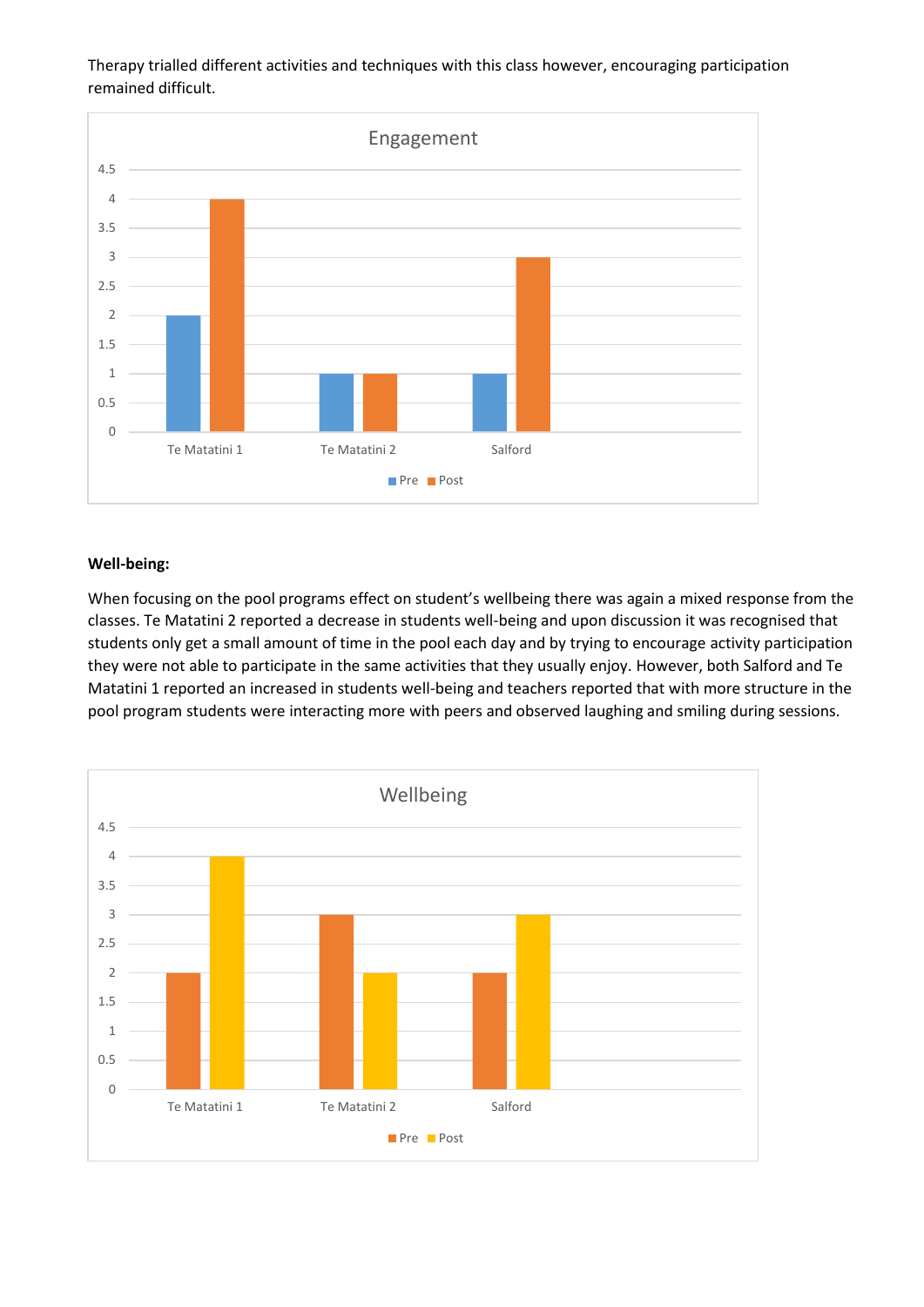Therapy trialled different activities and techniques with this class however, encouraging participation remained difficult.

**Engagement**

| | Pre | Post |
|---|---|---|
| Te Matatini 1 | 2 | 4 |
| Te Matatini 2 | 1 | 1 |
| Salford | 1 | 3 |

**Well-being:**

When focusing on the pool programs effect on student's wellbeing there was again a mixed response from the classes. Te Matatini 2 reported a decrease in students well-being and upon discussion it was recognised that students only get a small amount of time in the pool each day and by trying to encourage activity participation they were not able to participate in the same activities that they usually enjoy. However, both Salford and Te Matatini 1 reported an increased in students well-being and teachers reported that with more structure in the pool program students were interacting more with peers and observed laughing and smiling during sessions.

**Wellbeing**

| | Pre | Post |
|---|---|---|
| Te Matatini 1 | 2 | 4 |
| Te Matatini 2 | 3 | 2 |
| Salford | 2 | 3 |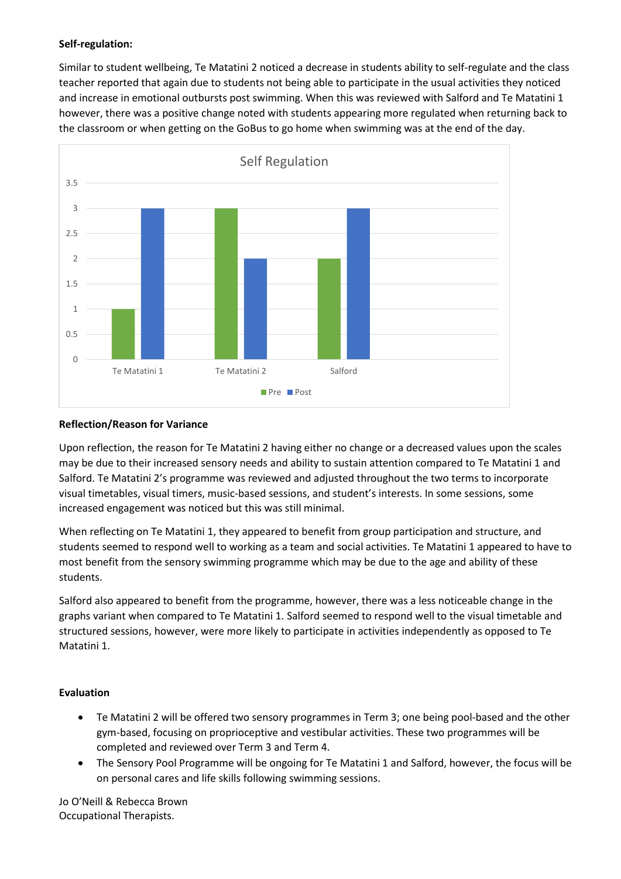**Self-regulation:**

Similar to student wellbeing, Te Matatini 2 noticed a decrease in students ability to self-regulate and the class teacher reported that again due to students not being able to participate in the usual activities they noticed and increase in emotional outbursts post swimming. When this was reviewed with Salford and Te Matatini 1 however, there was a positive change noted with students appearing more regulated when returning back to the classroom or when getting on the GoBus to go home when swimming was at the end of the day.

**Self Regulation**

| | Pre | Post |
|---|---|---|
| Te Matatini 1 | 1 | 3 |
| Te Matatini 2 | 3 | 2 |
| Salford | 2 | 3 |

**Reflection/Reason for Variance**

Upon reflection, the reason for Te Matatini 2 having either no change or a decreased values upon the scales may be due to their increased sensory needs and ability to sustain attention compared to Te Matatini 1 and Salford. Te Matatini 2's programme was reviewed and adjusted throughout the two terms to incorporate visual timetables, visual timers, music-based sessions, and student's interests. In some sessions, some increased engagement was noticed but this was still minimal.

When reflecting on Te Matatini 1, they appeared to benefit from group participation and structure, and students seemed to respond well to working as a team and social activities. Te Matatini 1 appeared to have to most benefit from the sensory swimming programme which may be due to the age and ability of these students.

Salford also appeared to benefit from the programme, however, there was a less noticeable change in the graphs variant when compared to Te Matatini 1. Salford seemed to respond well to the visual timetable and structured sessions, however, were more likely to participate in activities independently as opposed to Te Matatini 1.

**Evaluation**

- Te Matatini 2 will be offered two sensory programmes in Term 3; one being pool-based and the other gym-based, focusing on proprioceptive and vestibular activities. These two programmes will be completed and reviewed over Term 3 and Term 4.
- The Sensory Pool Programme will be ongoing for Te Matatini 1 and Salford, however, the focus will be on personal cares and life skills following swimming sessions.

Jo O'Neill & Rebecca Brown
Occupational Therapists.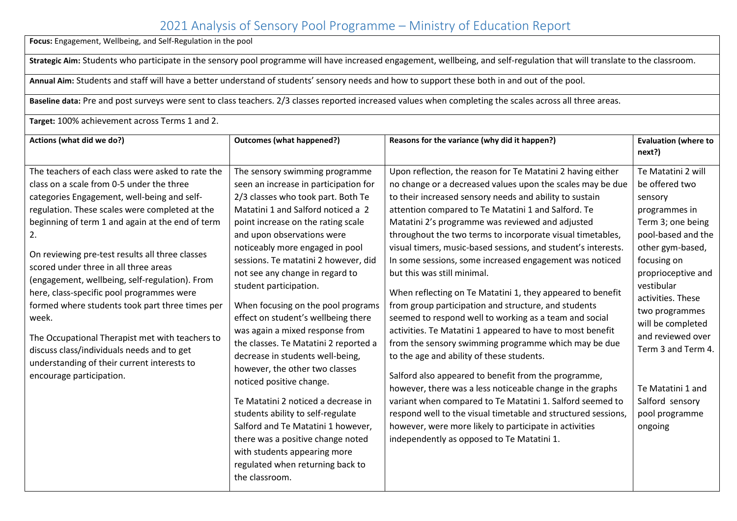# 2021 Analysis of Sensory Pool Programme – Ministry of Education Report

**Focus:** Engagement, Wellbeing, and Self-Regulation in the pool

**Strategic Aim:** Students who participate in the sensory pool programme will have increased engagement, wellbeing, and self-regulation that will translate to the classroom.

**Annual Aim:** Students and staff will have a better understand of students' sensory needs and how to support these both in and out of the pool.

**Baseline data:** Pre and post surveys were sent to class teachers. 2/3 classes reported increased values when completing the scales across all three areas.

**Target:** 100% achievement across Terms 1 and 2.

| Actions (what did we do?) | Outcomes (what happened?) | Reasons for the variance (why did it happen?) | Evaluation (where to next?) |
|---|---|---|---|
| The teachers of each class were asked to rate the class on a scale from 0-5 under the three categories Engagement, well-being and self-regulation. These scales were completed at the beginning of term 1 and again at the end of term 2.<br><br>On reviewing pre-test results all three classes scored under three in all three areas (engagement, wellbeing, self-regulation). From here, class-specific pool programmes were formed where students took part three times per week.<br><br>The Occupational Therapist met with teachers to discuss class/individuals needs and to get understanding of their current interests to encourage participation. | The sensory swimming programme seen an increase in participation for 2/3 classes who took part. Both Te Matatini 1 and Salford noticed a 2 point increase on the rating scale and upon observations were noticeably more engaged in pool sessions. Te matatini 2 however, did not see any change in regard to student participation.<br><br>When focusing on the pool programs effect on student's wellbeing there was again a mixed response from the classes. Te Matatini 2 reported a decrease in students well-being, however, the other two classes noticed positive change.<br><br>Te Matatini 2 noticed a decrease in students ability to self-regulate Salford and Te Matatini 1 however, there was a positive change noted with students appearing more regulated when returning back to the classroom. | Upon reflection, the reason for Te Matatini 2 having either no change or a decreased values upon the scales may be due to their increased sensory needs and ability to sustain attention compared to Te Matatini 1 and Salford. Te Matatini 2's programme was reviewed and adjusted throughout the two terms to incorporate visual timetables, visual timers, music-based sessions, and student's interests. In some sessions, some increased engagement was noticed but this was still minimal.<br><br>When reflecting on Te Matatini 1, they appeared to benefit from group participation and structure, and students seemed to respond well to working as a team and social activities. Te Matatini 1 appeared to have to most benefit from the sensory swimming programme which may be due to the age and ability of these students.<br><br>Salford also appeared to benefit from the programme, however, there was a less noticeable change in the graphs variant when compared to Te Matatini 1. Salford seemed to respond well to the visual timetable and structured sessions, however, were more likely to participate in activities independently as opposed to Te Matatini 1. | Te Matatini 2 will be offered two sensory programmes in Term 3; one being pool-based and the other gym-based, focusing on proprioceptive and vestibular activities. These two programmes will be completed and reviewed over Term 3 and Term 4.<br><br>Te Matatini 1 and Salford sensory pool programme ongoing |